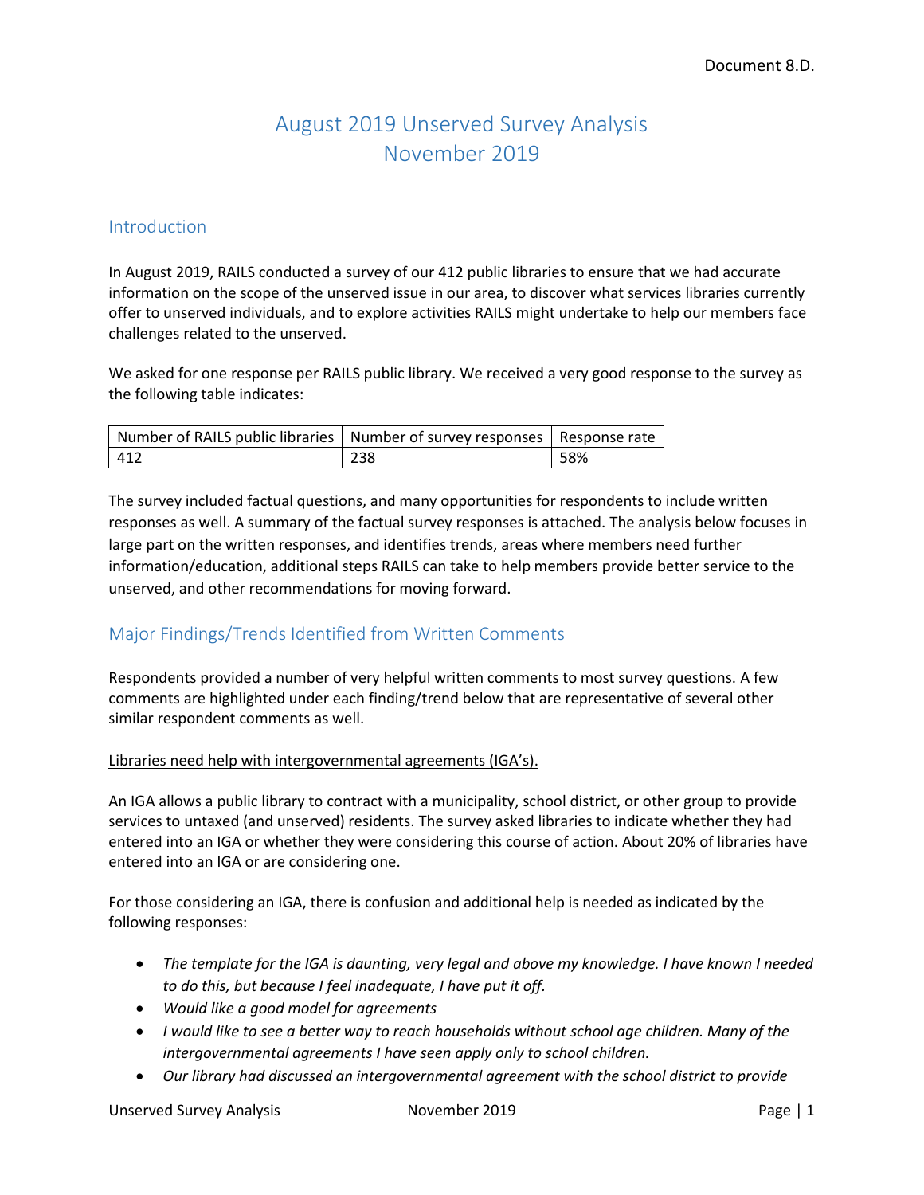Document 8.D.

# August 2019 Unserved Survey Analysis
# November 2019

## Introduction

In August 2019, RAILS conducted a survey of our 412 public libraries to ensure that we had accurate information on the scope of the unserved issue in our area, to discover what services libraries currently offer to unserved individuals, and to explore activities RAILS might undertake to help our members face challenges related to the unserved.

We asked for one response per RAILS public library. We received a very good response to the survey as the following table indicates:

| Number of RAILS public libraries | Number of survey responses | Response rate |
|---|---|---|
| 412 | 238 | 58% |

The survey included factual questions, and many opportunities for respondents to include written responses as well. A summary of the factual survey responses is attached. The analysis below focuses in large part on the written responses, and identifies trends, areas where members need further information/education, additional steps RAILS can take to help members provide better service to the unserved, and other recommendations for moving forward.

## Major Findings/Trends Identified from Written Comments

Respondents provided a number of very helpful written comments to most survey questions. A few comments are highlighted under each finding/trend below that are representative of several other similar respondent comments as well.

Libraries need help with intergovernmental agreements (IGA's).

An IGA allows a public library to contract with a municipality, school district, or other group to provide services to untaxed (and unserved) residents. The survey asked libraries to indicate whether they had entered into an IGA or whether they were considering this course of action. About 20% of libraries have entered into an IGA or are considering one.

For those considering an IGA, there is confusion and additional help is needed as indicated by the following responses:

- *The template for the IGA is daunting, very legal and above my knowledge. I have known I needed to do this, but because I feel inadequate, I have put it off.*
- *Would like a good model for agreements*
- *I would like to see a better way to reach households without school age children. Many of the intergovernmental agreements I have seen apply only to school children.*
- *Our library had discussed an intergovernmental agreement with the school district to provide*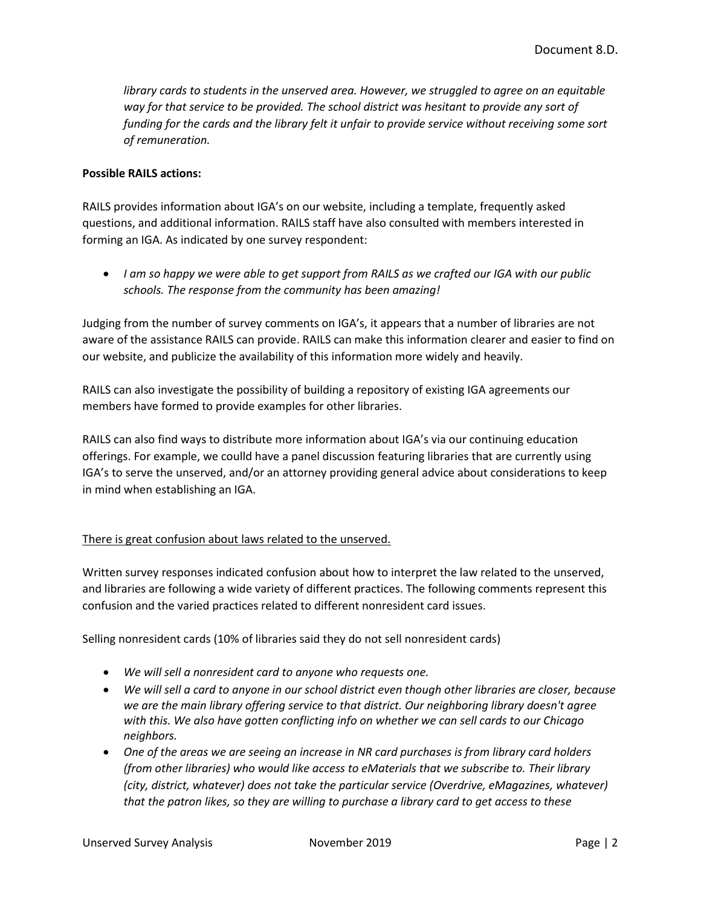*library cards to students in the unserved area. However, we struggled to agree on an equitable way for that service to be provided. The school district was hesitant to provide any sort of funding for the cards and the library felt it unfair to provide service without receiving some sort of remuneration.*

**Possible RAILS actions:**

RAILS provides information about IGA's on our website, including a template, frequently asked questions, and additional information. RAILS staff have also consulted with members interested in forming an IGA. As indicated by one survey respondent:

- *I am so happy we were able to get support from RAILS as we crafted our IGA with our public schools. The response from the community has been amazing!*

Judging from the number of survey comments on IGA's, it appears that a number of libraries are not aware of the assistance RAILS can provide. RAILS can make this information clearer and easier to find on our website, and publicize the availability of this information more widely and heavily.

RAILS can also investigate the possibility of building a repository of existing IGA agreements our members have formed to provide examples for other libraries.

RAILS can also find ways to distribute more information about IGA's via our continuing education offerings. For example, we coulld have a panel discussion featuring libraries that are currently using IGA's to serve the unserved, and/or an attorney providing general advice about considerations to keep in mind when establishing an IGA.

<u>There is great confusion about laws related to the unserved.</u>

Written survey responses indicated confusion about how to interpret the law related to the unserved, and libraries are following a wide variety of different practices. The following comments represent this confusion and the varied practices related to different nonresident card issues.

Selling nonresident cards (10% of libraries said they do not sell nonresident cards)

- *We will sell a nonresident card to anyone who requests one.*
- *We will sell a card to anyone in our school district even though other libraries are closer, because we are the main library offering service to that district. Our neighboring library doesn't agree with this. We also have gotten conflicting info on whether we can sell cards to our Chicago neighbors.*
- *One of the areas we are seeing an increase in NR card purchases is from library card holders (from other libraries) who would like access to eMaterials that we subscribe to. Their library (city, district, whatever) does not take the particular service (Overdrive, eMagazines, whatever) that the patron likes, so they are willing to purchase a library card to get access to these*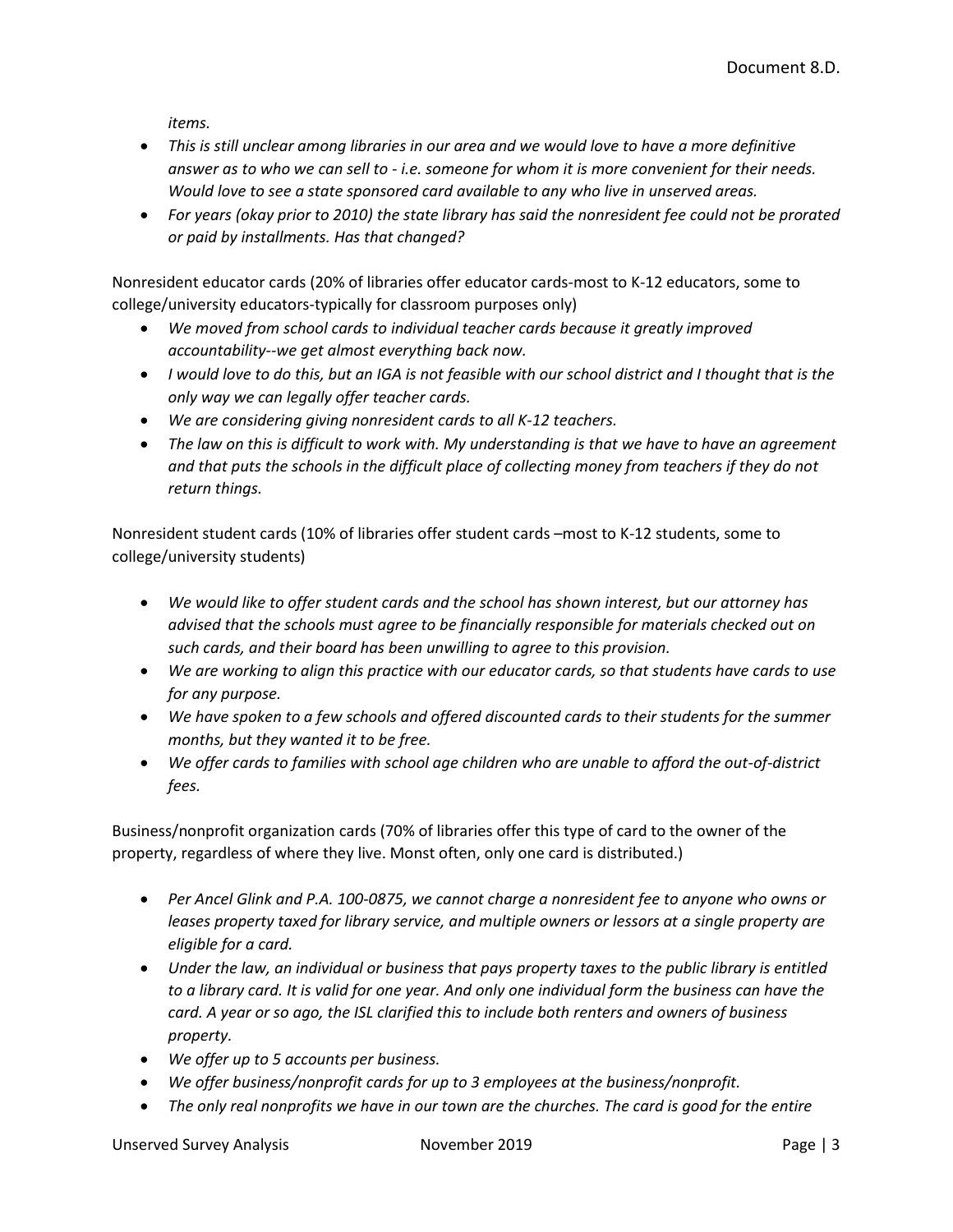*items.*

- *This is still unclear among libraries in our area and we would love to have a more definitive answer as to who we can sell to - i.e. someone for whom it is more convenient for their needs. Would love to see a state sponsored card available to any who live in unserved areas.*
- *For years (okay prior to 2010) the state library has said the nonresident fee could not be prorated or paid by installments. Has that changed?*

Nonresident educator cards (20% of libraries offer educator cards-most to K-12 educators, some to college/university educators-typically for classroom purposes only)

- *We moved from school cards to individual teacher cards because it greatly improved accountability--we get almost everything back now.*
- *I would love to do this, but an IGA is not feasible with our school district and I thought that is the only way we can legally offer teacher cards.*
- *We are considering giving nonresident cards to all K-12 teachers.*
- *The law on this is difficult to work with. My understanding is that we have to have an agreement and that puts the schools in the difficult place of collecting money from teachers if they do not return things.*

Nonresident student cards (10% of libraries offer student cards –most to K-12 students, some to college/university students)

- *We would like to offer student cards and the school has shown interest, but our attorney has advised that the schools must agree to be financially responsible for materials checked out on such cards, and their board has been unwilling to agree to this provision.*
- *We are working to align this practice with our educator cards, so that students have cards to use for any purpose.*
- *We have spoken to a few schools and offered discounted cards to their students for the summer months, but they wanted it to be free.*
- *We offer cards to families with school age children who are unable to afford the out-of-district fees.*

Business/nonprofit organization cards (70% of libraries offer this type of card to the owner of the property, regardless of where they live. Monst often, only one card is distributed.)

- *Per Ancel Glink and P.A. 100-0875, we cannot charge a nonresident fee to anyone who owns or leases property taxed for library service, and multiple owners or lessors at a single property are eligible for a card.*
- *Under the law, an individual or business that pays property taxes to the public library is entitled to a library card. It is valid for one year. And only one individual form the business can have the card. A year or so ago, the ISL clarified this to include both renters and owners of business property.*
- *We offer up to 5 accounts per business.*
- *We offer business/nonprofit cards for up to 3 employees at the business/nonprofit.*
- *The only real nonprofits we have in our town are the churches. The card is good for the entire*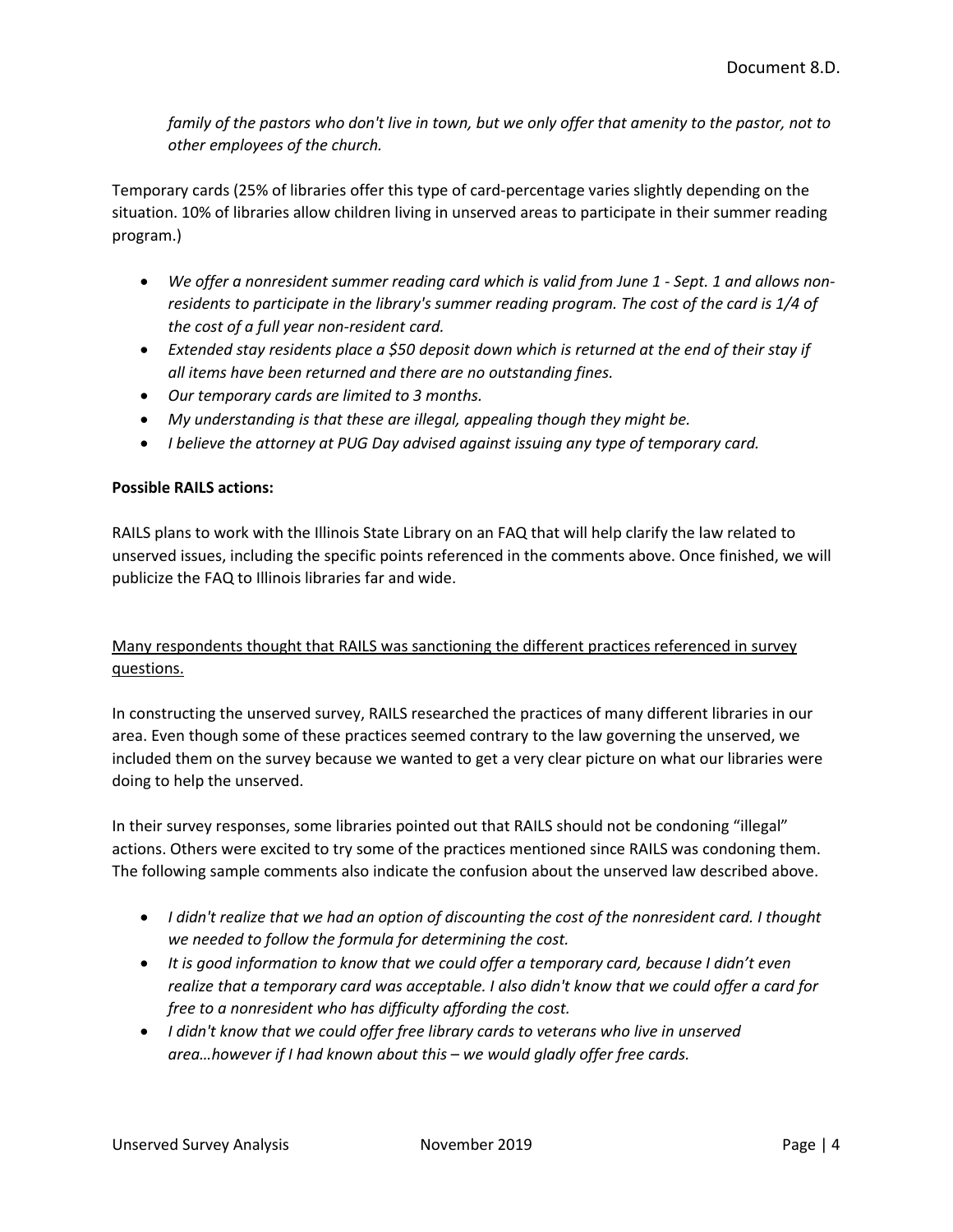*family of the pastors who don't live in town, but we only offer that amenity to the pastor, not to other employees of the church.*

Temporary cards (25% of libraries offer this type of card-percentage varies slightly depending on the situation. 10% of libraries allow children living in unserved areas to participate in their summer reading program.)

- *We offer a nonresident summer reading card which is valid from June 1 - Sept. 1 and allows non-residents to participate in the library's summer reading program. The cost of the card is 1/4 of the cost of a full year non-resident card.*
- *Extended stay residents place a $50 deposit down which is returned at the end of their stay if all items have been returned and there are no outstanding fines.*
- *Our temporary cards are limited to 3 months.*
- *My understanding is that these are illegal, appealing though they might be.*
- *I believe the attorney at PUG Day advised against issuing any type of temporary card.*

**Possible RAILS actions:**

RAILS plans to work with the Illinois State Library on an FAQ that will help clarify the law related to unserved issues, including the specific points referenced in the comments above. Once finished, we will publicize the FAQ to Illinois libraries far and wide.

<u>Many respondents thought that RAILS was sanctioning the different practices referenced in survey questions.</u>

In constructing the unserved survey, RAILS researched the practices of many different libraries in our area. Even though some of these practices seemed contrary to the law governing the unserved, we included them on the survey because we wanted to get a very clear picture on what our libraries were doing to help the unserved.

In their survey responses, some libraries pointed out that RAILS should not be condoning "illegal" actions. Others were excited to try some of the practices mentioned since RAILS was condoning them. The following sample comments also indicate the confusion about the unserved law described above.

- *I didn't realize that we had an option of discounting the cost of the nonresident card. I thought we needed to follow the formula for determining the cost.*
- *It is good information to know that we could offer a temporary card, because I didn't even realize that a temporary card was acceptable. I also didn't know that we could offer a card for free to a nonresident who has difficulty affording the cost.*
- *I didn't know that we could offer free library cards to veterans who live in unserved area…however if I had known about this – we would gladly offer free cards.*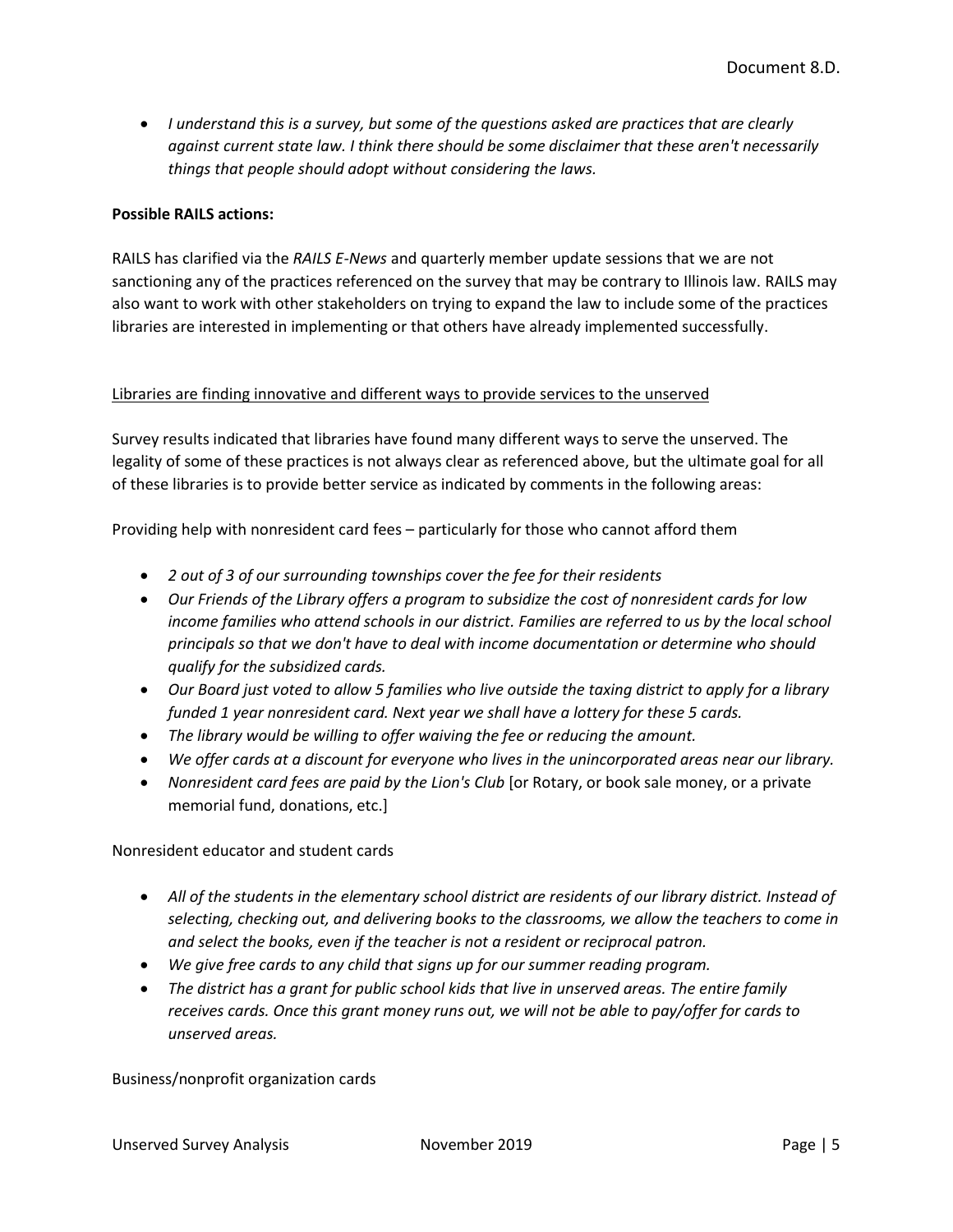- *I understand this is a survey, but some of the questions asked are practices that are clearly against current state law. I think there should be some disclaimer that these aren't necessarily things that people should adopt without considering the laws.*

**Possible RAILS actions:**

RAILS has clarified via the *RAILS E-News* and quarterly member update sessions that we are not sanctioning any of the practices referenced on the survey that may be contrary to Illinois law. RAILS may also want to work with other stakeholders on trying to expand the law to include some of the practices libraries are interested in implementing or that others have already implemented successfully.

<u>Libraries are finding innovative and different ways to provide services to the unserved</u>

Survey results indicated that libraries have found many different ways to serve the unserved. The legality of some of these practices is not always clear as referenced above, but the ultimate goal for all of these libraries is to provide better service as indicated by comments in the following areas:

Providing help with nonresident card fees – particularly for those who cannot afford them

- *2 out of 3 of our surrounding townships cover the fee for their residents*
- *Our Friends of the Library offers a program to subsidize the cost of nonresident cards for low income families who attend schools in our district. Families are referred to us by the local school principals so that we don't have to deal with income documentation or determine who should qualify for the subsidized cards.*
- *Our Board just voted to allow 5 families who live outside the taxing district to apply for a library funded 1 year nonresident card. Next year we shall have a lottery for these 5 cards.*
- *The library would be willing to offer waiving the fee or reducing the amount.*
- *We offer cards at a discount for everyone who lives in the unincorporated areas near our library.*
- *Nonresident card fees are paid by the Lion's Club* [or Rotary, or book sale money, or a private memorial fund, donations, etc.]

Nonresident educator and student cards

- *All of the students in the elementary school district are residents of our library district. Instead of selecting, checking out, and delivering books to the classrooms, we allow the teachers to come in and select the books, even if the teacher is not a resident or reciprocal patron.*
- *We give free cards to any child that signs up for our summer reading program.*
- *The district has a grant for public school kids that live in unserved areas. The entire family receives cards. Once this grant money runs out, we will not be able to pay/offer for cards to unserved areas.*

Business/nonprofit organization cards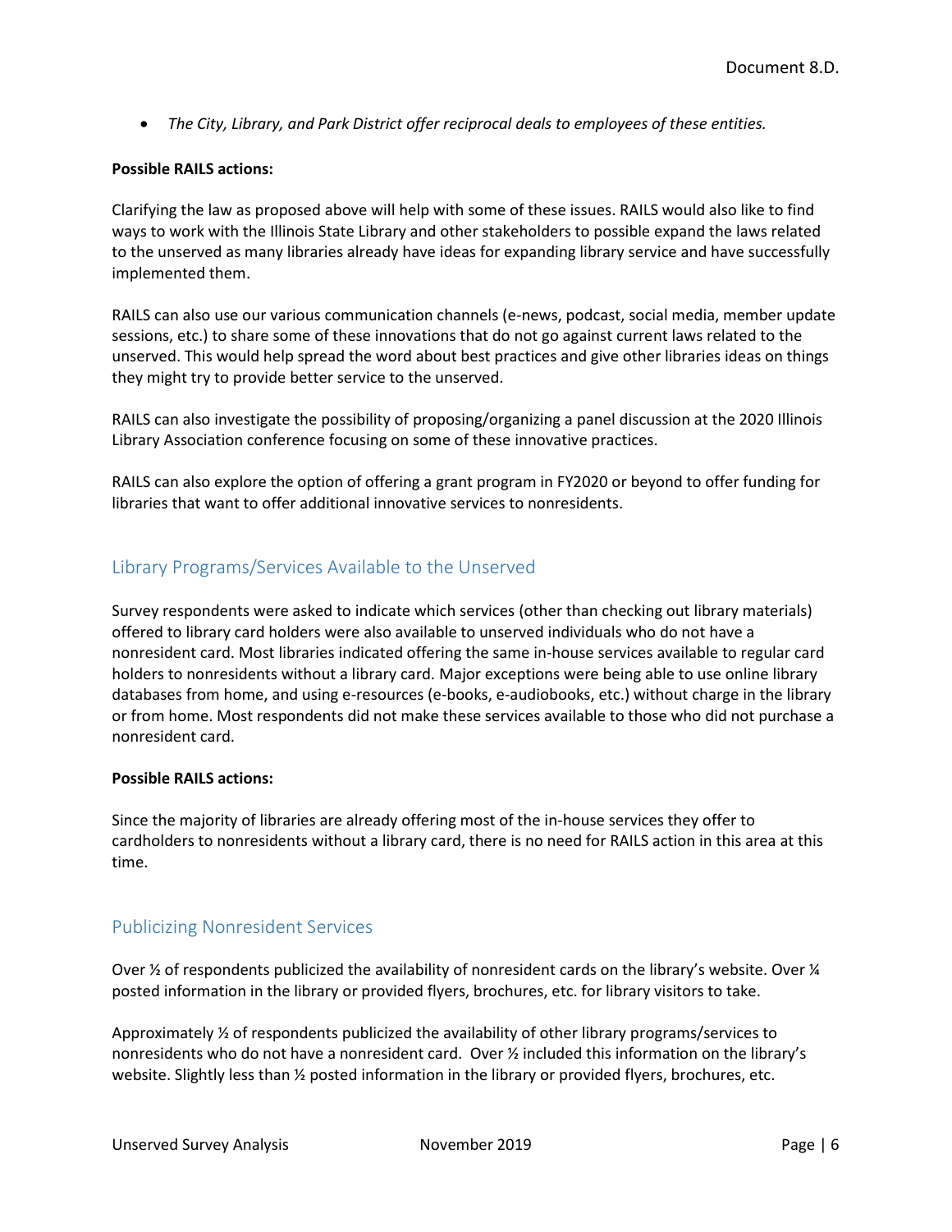- *The City, Library, and Park District offer reciprocal deals to employees of these entities.*

**Possible RAILS actions:**

Clarifying the law as proposed above will help with some of these issues. RAILS would also like to find ways to work with the Illinois State Library and other stakeholders to possible expand the laws related to the unserved as many libraries already have ideas for expanding library service and have successfully implemented them.

RAILS can also use our various communication channels (e-news, podcast, social media, member update sessions, etc.) to share some of these innovations that do not go against current laws related to the unserved. This would help spread the word about best practices and give other libraries ideas on things they might try to provide better service to the unserved.

RAILS can also investigate the possibility of proposing/organizing a panel discussion at the 2020 Illinois Library Association conference focusing on some of these innovative practices.

RAILS can also explore the option of offering a grant program in FY2020 or beyond to offer funding for libraries that want to offer additional innovative services to nonresidents.

## Library Programs/Services Available to the Unserved

Survey respondents were asked to indicate which services (other than checking out library materials) offered to library card holders were also available to unserved individuals who do not have a nonresident card. Most libraries indicated offering the same in-house services available to regular card holders to nonresidents without a library card. Major exceptions were being able to use online library databases from home, and using e-resources (e-books, e-audiobooks, etc.) without charge in the library or from home. Most respondents did not make these services available to those who did not purchase a nonresident card.

**Possible RAILS actions:**

Since the majority of libraries are already offering most of the in-house services they offer to cardholders to nonresidents without a library card, there is no need for RAILS action in this area at this time.

## Publicizing Nonresident Services

Over ½ of respondents publicized the availability of nonresident cards on the library's website. Over ¼ posted information in the library or provided flyers, brochures, etc. for library visitors to take.

Approximately ½ of respondents publicized the availability of other library programs/services to nonresidents who do not have a nonresident card. Over ½ included this information on the library's website. Slightly less than ½ posted information in the library or provided flyers, brochures, etc.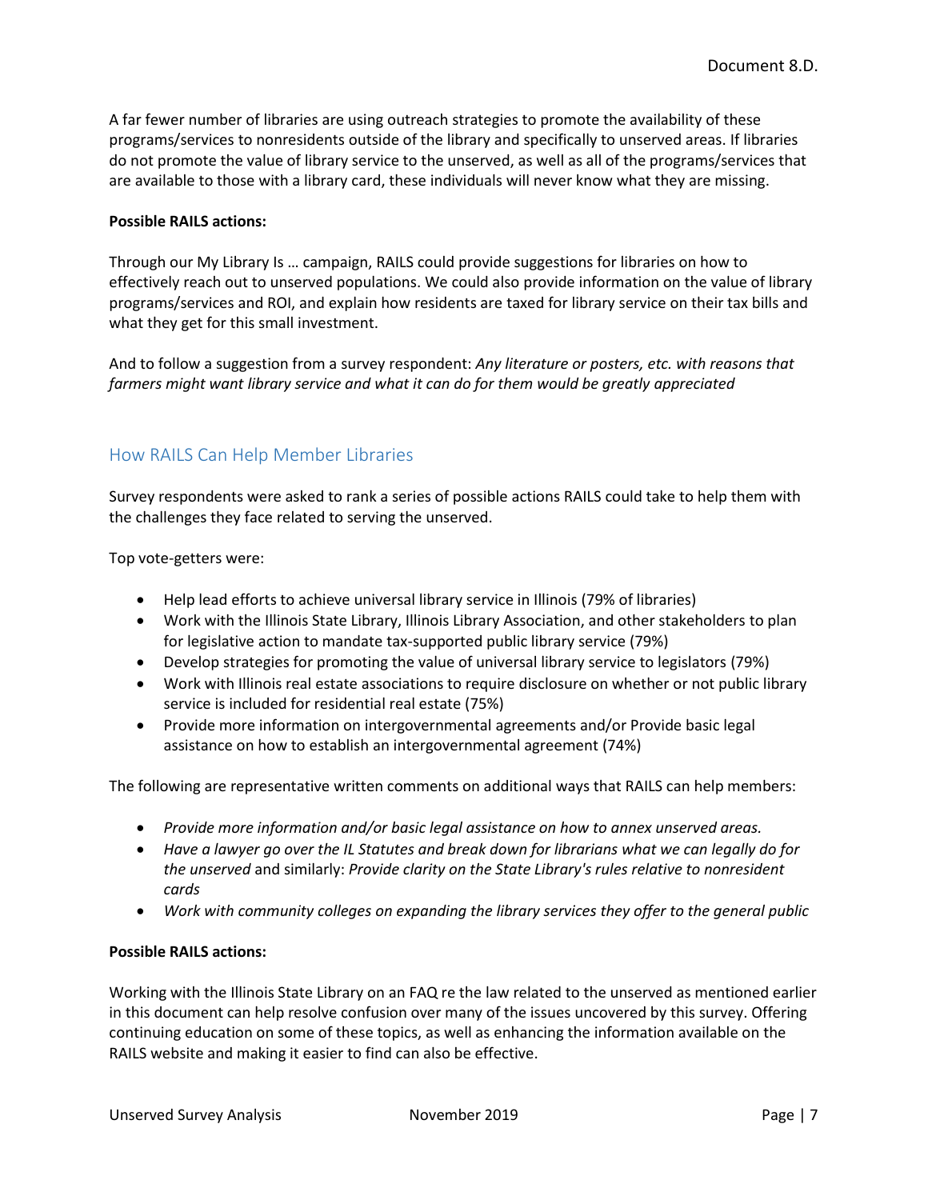A far fewer number of libraries are using outreach strategies to promote the availability of these programs/services to nonresidents outside of the library and specifically to unserved areas. If libraries do not promote the value of library service to the unserved, as well as all of the programs/services that are available to those with a library card, these individuals will never know what they are missing.

**Possible RAILS actions:**

Through our My Library Is … campaign, RAILS could provide suggestions for libraries on how to effectively reach out to unserved populations. We could also provide information on the value of library programs/services and ROI, and explain how residents are taxed for library service on their tax bills and what they get for this small investment.

And to follow a suggestion from a survey respondent: *Any literature or posters, etc. with reasons that farmers might want library service and what it can do for them would be greatly appreciated*

## How RAILS Can Help Member Libraries

Survey respondents were asked to rank a series of possible actions RAILS could take to help them with the challenges they face related to serving the unserved.

Top vote-getters were:

- Help lead efforts to achieve universal library service in Illinois (79% of libraries)
- Work with the Illinois State Library, Illinois Library Association, and other stakeholders to plan for legislative action to mandate tax-supported public library service (79%)
- Develop strategies for promoting the value of universal library service to legislators (79%)
- Work with Illinois real estate associations to require disclosure on whether or not public library service is included for residential real estate (75%)
- Provide more information on intergovernmental agreements and/or Provide basic legal assistance on how to establish an intergovernmental agreement (74%)

The following are representative written comments on additional ways that RAILS can help members:

- *Provide more information and/or basic legal assistance on how to annex unserved areas.*
- *Have a lawyer go over the IL Statutes and break down for librarians what we can legally do for the unserved* and similarly: *Provide clarity on the State Library's rules relative to nonresident cards*
- *Work with community colleges on expanding the library services they offer to the general public*

**Possible RAILS actions:**

Working with the Illinois State Library on an FAQ re the law related to the unserved as mentioned earlier in this document can help resolve confusion over many of the issues uncovered by this survey. Offering continuing education on some of these topics, as well as enhancing the information available on the RAILS website and making it easier to find can also be effective.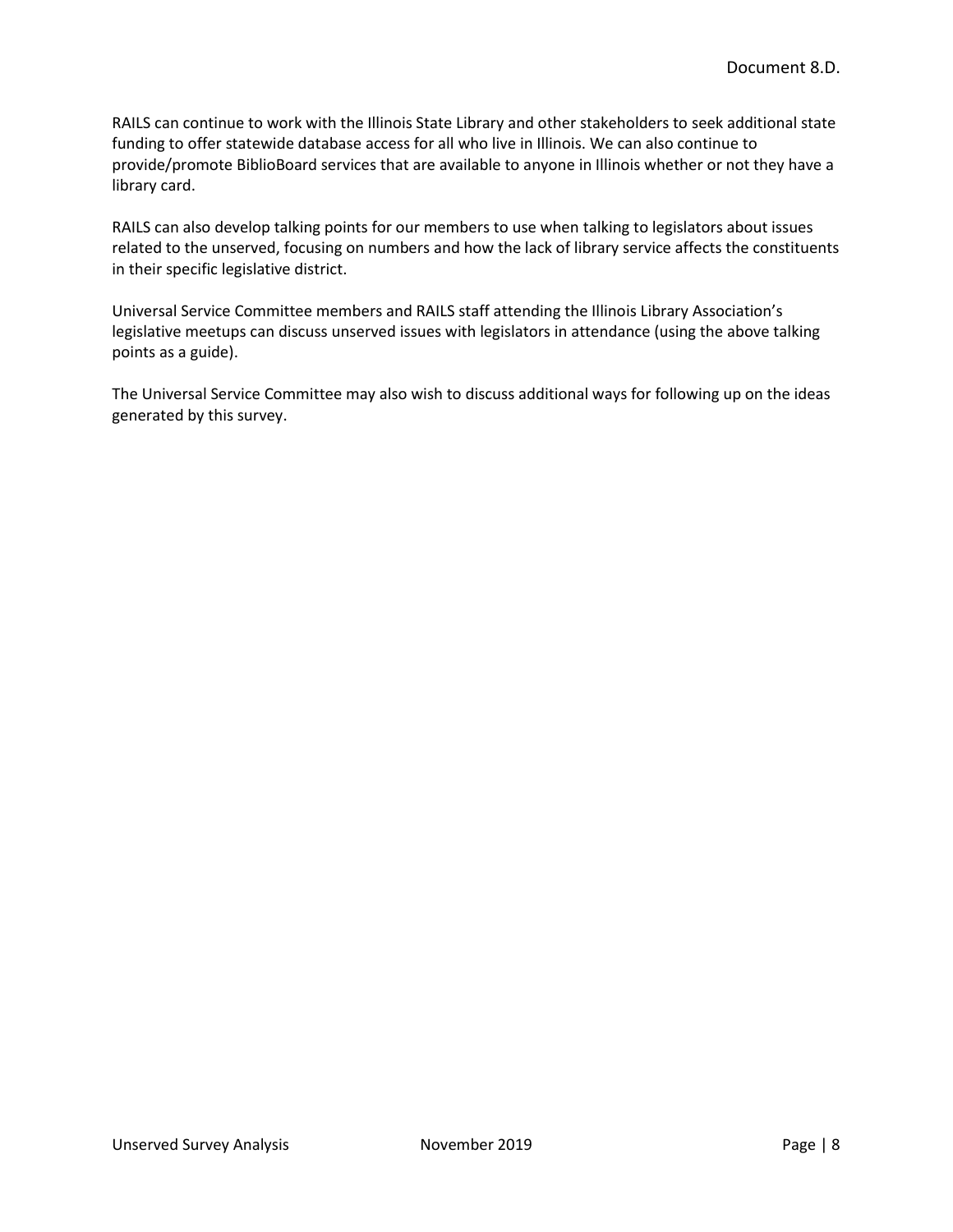RAILS can continue to work with the Illinois State Library and other stakeholders to seek additional state funding to offer statewide database access for all who live in Illinois. We can also continue to provide/promote BiblioBoard services that are available to anyone in Illinois whether or not they have a library card.

RAILS can also develop talking points for our members to use when talking to legislators about issues related to the unserved, focusing on numbers and how the lack of library service affects the constituents in their specific legislative district.

Universal Service Committee members and RAILS staff attending the Illinois Library Association's legislative meetups can discuss unserved issues with legislators in attendance (using the above talking points as a guide).

The Universal Service Committee may also wish to discuss additional ways for following up on the ideas generated by this survey.